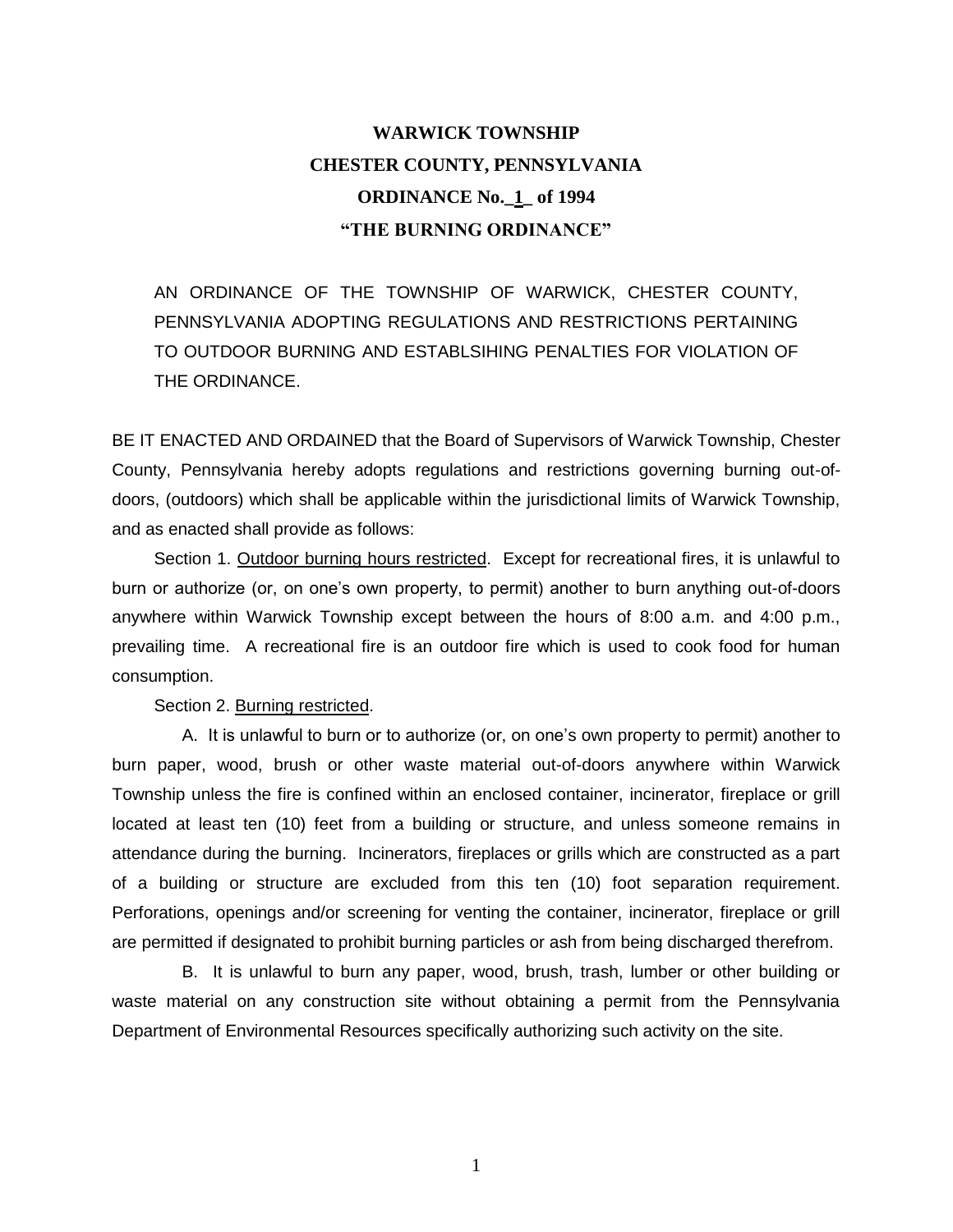# WARWICK TOWNSHIP
# CHESTER COUNTY, PENNSYLVANIA
# ORDINANCE No._1_ of 1994
# "THE BURNING ORDINANCE"

AN ORDINANCE OF THE TOWNSHIP OF WARWICK, CHESTER COUNTY, PENNSYLVANIA ADOPTING REGULATIONS AND RESTRICTIONS PERTAINING TO OUTDOOR BURNING AND ESTABLSIHING PENALTIES FOR VIOLATION OF THE ORDINANCE.

BE IT ENACTED AND ORDAINED that the Board of Supervisors of Warwick Township, Chester County, Pennsylvania hereby adopts regulations and restrictions governing burning out-of-doors, (outdoors) which shall be applicable within the jurisdictional limits of Warwick Township, and as enacted shall provide as follows:

Section 1. Outdoor burning hours restricted. Except for recreational fires, it is unlawful to burn or authorize (or, on one's own property, to permit) another to burn anything out-of-doors anywhere within Warwick Township except between the hours of 8:00 a.m. and 4:00 p.m., prevailing time. A recreational fire is an outdoor fire which is used to cook food for human consumption.

Section 2. Burning restricted.

A. It is unlawful to burn or to authorize (or, on one's own property to permit) another to burn paper, wood, brush or other waste material out-of-doors anywhere within Warwick Township unless the fire is confined within an enclosed container, incinerator, fireplace or grill located at least ten (10) feet from a building or structure, and unless someone remains in attendance during the burning. Incinerators, fireplaces or grills which are constructed as a part of a building or structure are excluded from this ten (10) foot separation requirement. Perforations, openings and/or screening for venting the container, incinerator, fireplace or grill are permitted if designated to prohibit burning particles or ash from being discharged therefrom.

B. It is unlawful to burn any paper, wood, brush, trash, lumber or other building or waste material on any construction site without obtaining a permit from the Pennsylvania Department of Environmental Resources specifically authorizing such activity on the site.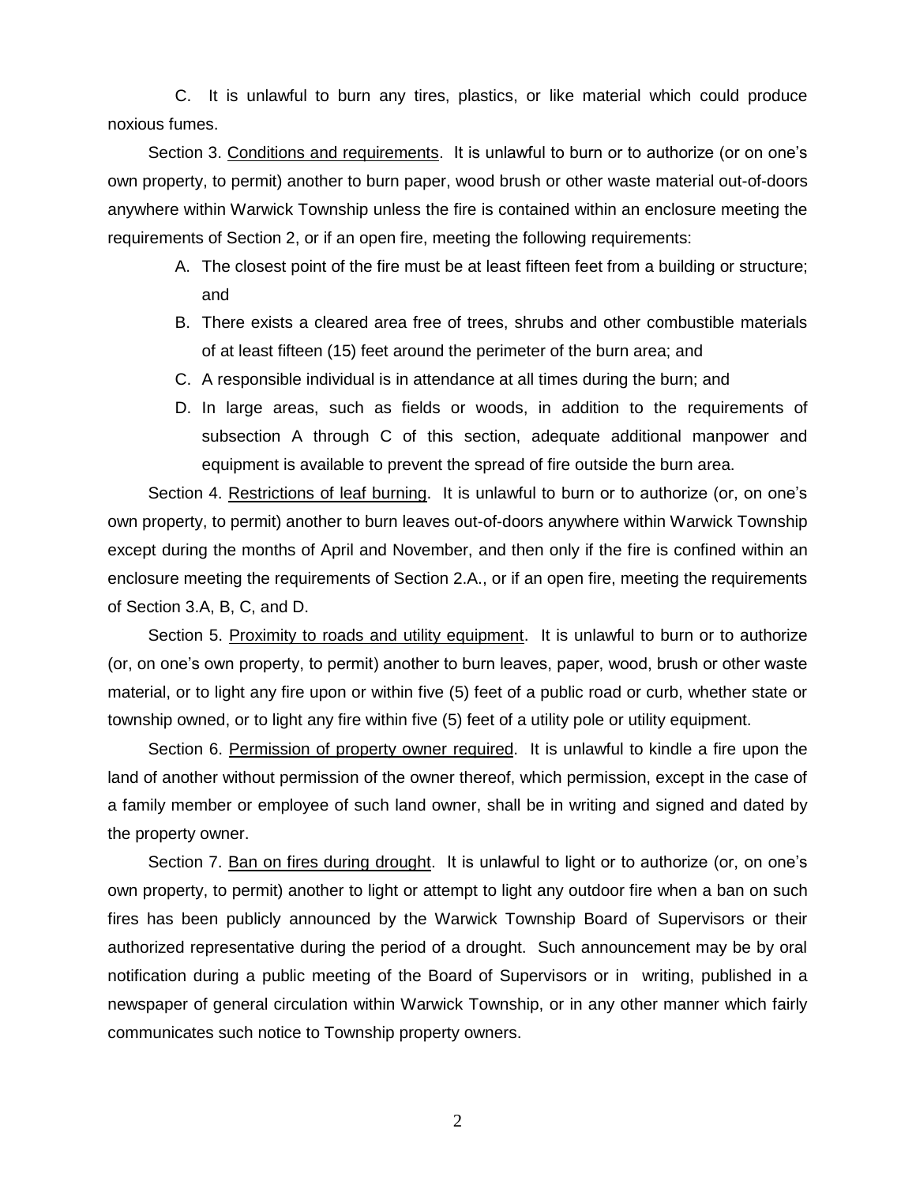C. It is unlawful to burn any tires, plastics, or like material which could produce noxious fumes.

Section 3. Conditions and requirements. It is unlawful to burn or to authorize (or on one's own property, to permit) another to burn paper, wood brush or other waste material out-of-doors anywhere within Warwick Township unless the fire is contained within an enclosure meeting the requirements of Section 2, or if an open fire, meeting the following requirements:

A. The closest point of the fire must be at least fifteen feet from a building or structure; and
B. There exists a cleared area free of trees, shrubs and other combustible materials of at least fifteen (15) feet around the perimeter of the burn area; and
C. A responsible individual is in attendance at all times during the burn; and
D. In large areas, such as fields or woods, in addition to the requirements of subsection A through C of this section, adequate additional manpower and equipment is available to prevent the spread of fire outside the burn area.

Section 4. Restrictions of leaf burning. It is unlawful to burn or to authorize (or, on one's own property, to permit) another to burn leaves out-of-doors anywhere within Warwick Township except during the months of April and November, and then only if the fire is confined within an enclosure meeting the requirements of Section 2.A., or if an open fire, meeting the requirements of Section 3.A, B, C, and D.

Section 5. Proximity to roads and utility equipment. It is unlawful to burn or to authorize (or, on one's own property, to permit) another to burn leaves, paper, wood, brush or other waste material, or to light any fire upon or within five (5) feet of a public road or curb, whether state or township owned, or to light any fire within five (5) feet of a utility pole or utility equipment.

Section 6. Permission of property owner required. It is unlawful to kindle a fire upon the land of another without permission of the owner thereof, which permission, except in the case of a family member or employee of such land owner, shall be in writing and signed and dated by the property owner.

Section 7. Ban on fires during drought. It is unlawful to light or to authorize (or, on one's own property, to permit) another to light or attempt to light any outdoor fire when a ban on such fires has been publicly announced by the Warwick Township Board of Supervisors or their authorized representative during the period of a drought. Such announcement may be by oral notification during a public meeting of the Board of Supervisors or in writing, published in a newspaper of general circulation within Warwick Township, or in any other manner which fairly communicates such notice to Township property owners.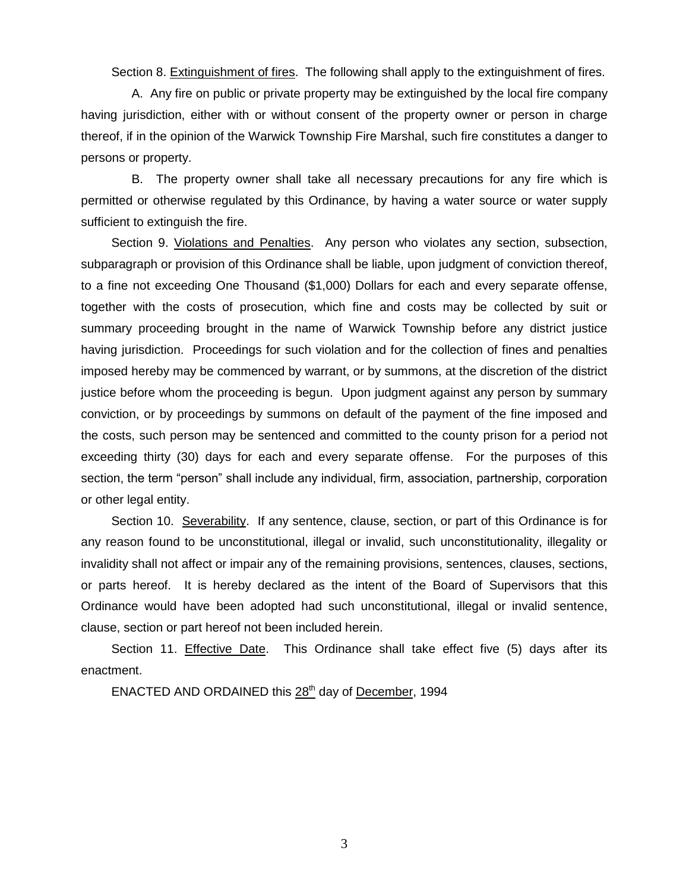Section 8. Extinguishment of fires. The following shall apply to the extinguishment of fires.

A. Any fire on public or private property may be extinguished by the local fire company having jurisdiction, either with or without consent of the property owner or person in charge thereof, if in the opinion of the Warwick Township Fire Marshal, such fire constitutes a danger to persons or property.

B. The property owner shall take all necessary precautions for any fire which is permitted or otherwise regulated by this Ordinance, by having a water source or water supply sufficient to extinguish the fire.

Section 9. Violations and Penalties. Any person who violates any section, subsection, subparagraph or provision of this Ordinance shall be liable, upon judgment of conviction thereof, to a fine not exceeding One Thousand ($1,000) Dollars for each and every separate offense, together with the costs of prosecution, which fine and costs may be collected by suit or summary proceeding brought in the name of Warwick Township before any district justice having jurisdiction. Proceedings for such violation and for the collection of fines and penalties imposed hereby may be commenced by warrant, or by summons, at the discretion of the district justice before whom the proceeding is begun. Upon judgment against any person by summary conviction, or by proceedings by summons on default of the payment of the fine imposed and the costs, such person may be sentenced and committed to the county prison for a period not exceeding thirty (30) days for each and every separate offense. For the purposes of this section, the term "person" shall include any individual, firm, association, partnership, corporation or other legal entity.

Section 10. Severability. If any sentence, clause, section, or part of this Ordinance is for any reason found to be unconstitutional, illegal or invalid, such unconstitutionality, illegality or invalidity shall not affect or impair any of the remaining provisions, sentences, clauses, sections, or parts hereof. It is hereby declared as the intent of the Board of Supervisors that this Ordinance would have been adopted had such unconstitutional, illegal or invalid sentence, clause, section or part hereof not been included herein.

Section 11. Effective Date. This Ordinance shall take effect five (5) days after its enactment.

ENACTED AND ORDAINED this 28th day of December, 1994